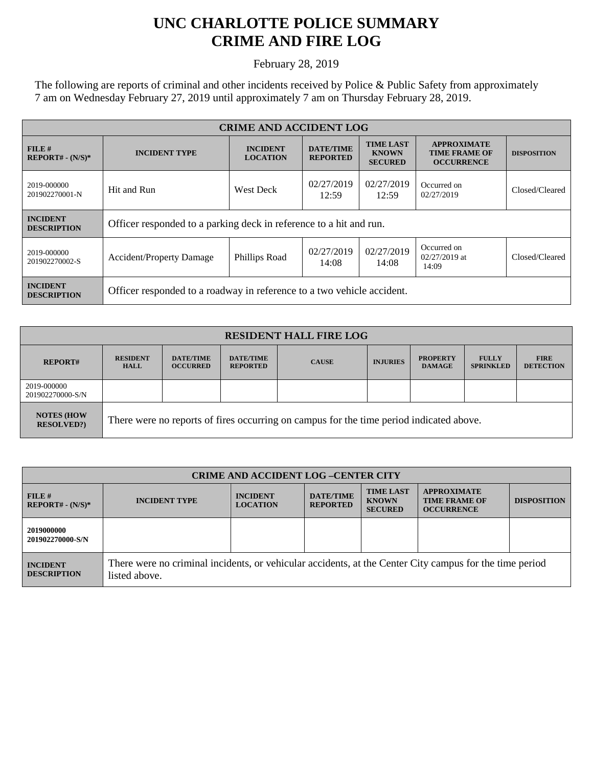# UNC CHARLOTTE POLICE SUMMARY
# CRIME AND FIRE LOG

February 28, 2019

The following are reports of criminal and other incidents received by Police & Public Safety from approximately 7 am on Wednesday February 27, 2019 until approximately 7 am on Thursday February 28, 2019.

| CRIME AND ACCIDENT LOG | | | | | | |
|---|---|---|---|---|---|---|
| **FILE # REPORT# - (N/S)*** | **INCIDENT TYPE** | **INCIDENT LOCATION** | **DATE/TIME REPORTED** | **TIME LAST KNOWN SECURED** | **APPROXIMATE TIME FRAME OF OCCURRENCE** | **DISPOSITION** |
| 2019-000000 201902270001-N | Hit and Run | West Deck | 02/27/2019 12:59 | 02/27/2019 12:59 | Occurred on 02/27/2019 | Closed/Cleared |
| **INCIDENT DESCRIPTION** | Officer responded to a parking deck in reference to a hit and run. | | | | | |
| 2019-000000 201902270002-S | Accident/Property Damage | Phillips Road | 02/27/2019 14:08 | 02/27/2019 14:08 | Occurred on 02/27/2019 at 14:09 | Closed/Cleared |
| **INCIDENT DESCRIPTION** | Officer responded to a roadway in reference to a two vehicle accident. | | | | | |

| RESIDENT HALL FIRE LOG | | | | | | | | |
|---|---|---|---|---|---|---|---|---|
| **REPORT#** | **RESIDENT HALL** | **DATE/TIME OCCURRED** | **DATE/TIME REPORTED** | **CAUSE** | **INJURIES** | **PROPERTY DAMAGE** | **FULLY SPRINKLED** | **FIRE DETECTION** |
| 2019-000000 201902270000-S/N | | | | | | | | |
| **NOTES (HOW RESOLVED?)** | There were no reports of fires occurring on campus for the time period indicated above. | | | | | | | |

| CRIME AND ACCIDENT LOG –CENTER CITY | | | | | | |
|---|---|---|---|---|---|---|
| **FILE # REPORT# - (N/S)*** | **INCIDENT TYPE** | **INCIDENT LOCATION** | **DATE/TIME REPORTED** | **TIME LAST KNOWN SECURED** | **APPROXIMATE TIME FRAME OF OCCURRENCE** | **DISPOSITION** |
| **2019000000 201902270000-S/N** | | | | | | |
| **INCIDENT DESCRIPTION** | There were no criminal incidents, or vehicular accidents, at the Center City campus for the time period listed above. | | | | | |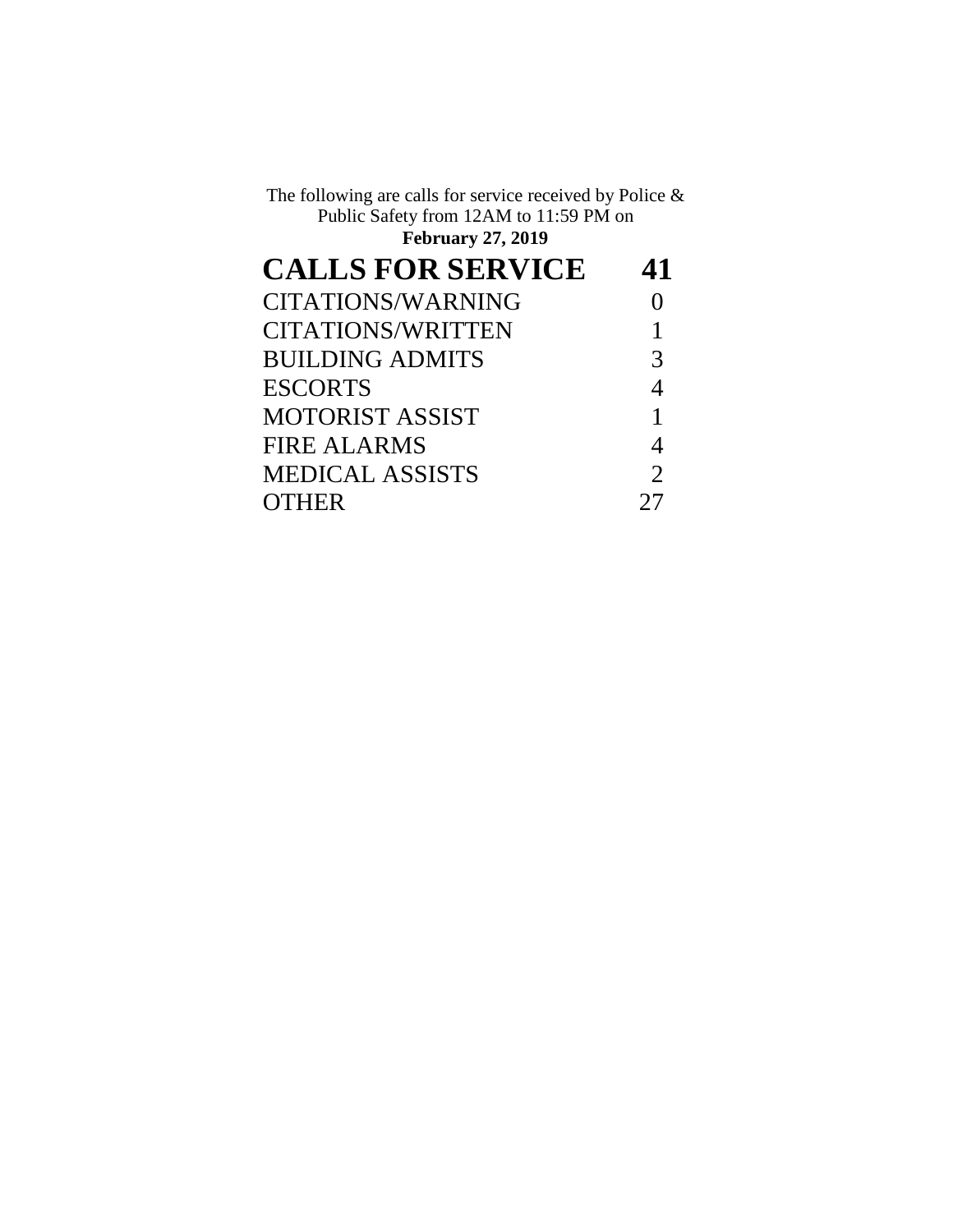The following are calls for service received by Police & Public Safety from 12AM to 11:59 PM on

**February 27, 2019**

| | |
|---|---|
| **CALLS FOR SERVICE** | **41** |
| CITATIONS/WARNING | 0 |
| CITATIONS/WRITTEN | 1 |
| BUILDING ADMITS | 3 |
| ESCORTS | 4 |
| MOTORIST ASSIST | 1 |
| FIRE ALARMS | 4 |
| MEDICAL ASSISTS | 2 |
| OTHER | 27 |